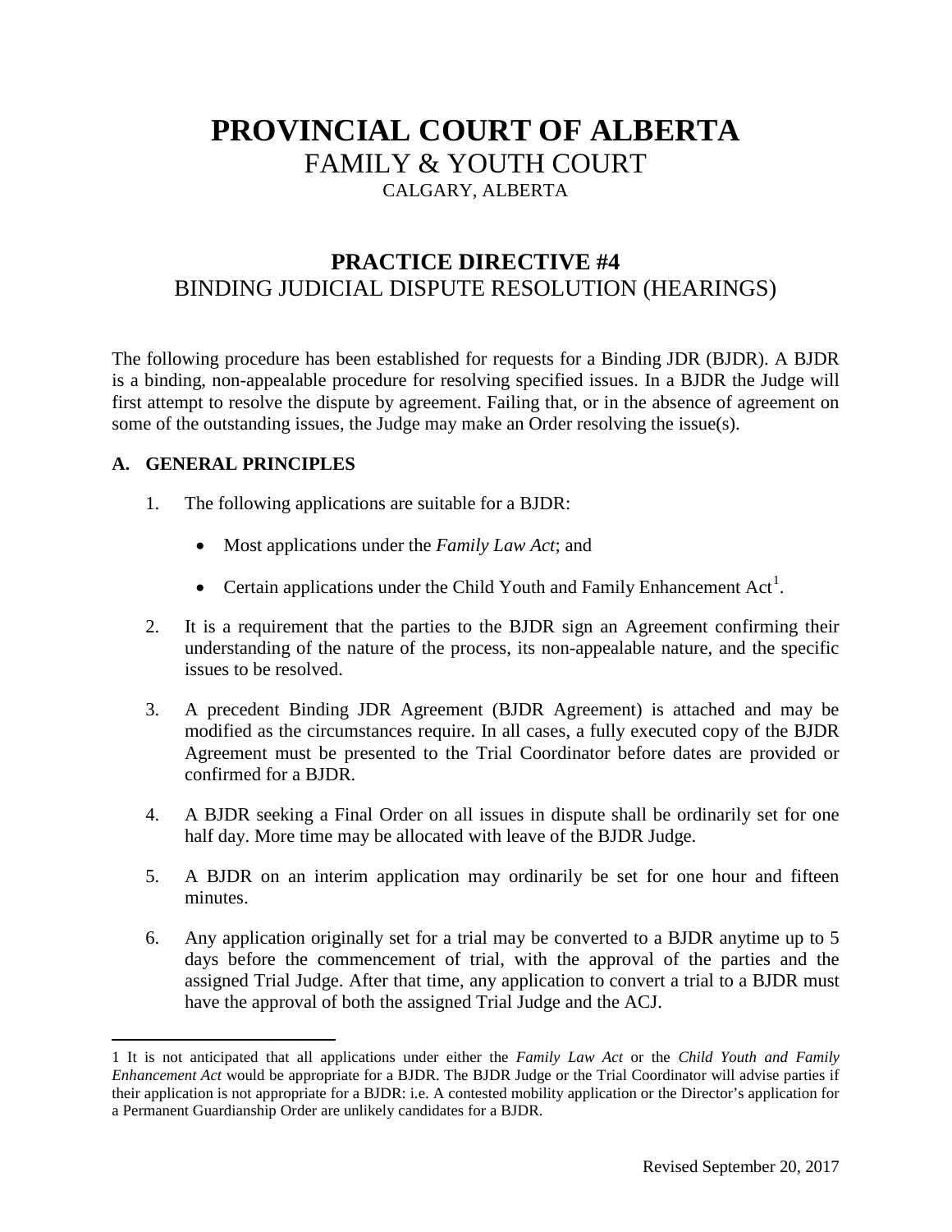# PROVINCIAL COURT OF ALBERTA

FAMILY & YOUTH COURT

CALGARY, ALBERTA

## PRACTICE DIRECTIVE #4

BINDING JUDICIAL DISPUTE RESOLUTION (HEARINGS)

The following procedure has been established for requests for a Binding JDR (BJDR). A BJDR is a binding, non-appealable procedure for resolving specified issues. In a BJDR the Judge will first attempt to resolve the dispute by agreement. Failing that, or in the absence of agreement on some of the outstanding issues, the Judge may make an Order resolving the issue(s).

### A. GENERAL PRINCIPLES

1. The following applications are suitable for a BJDR:

   - Most applications under the *Family Law Act*; and
   - Certain applications under the Child Youth and Family Enhancement Act[1].

2. It is a requirement that the parties to the BJDR sign an Agreement confirming their understanding of the nature of the process, its non-appealable nature, and the specific issues to be resolved.

3. A precedent Binding JDR Agreement (BJDR Agreement) is attached and may be modified as the circumstances require. In all cases, a fully executed copy of the BJDR Agreement must be presented to the Trial Coordinator before dates are provided or confirmed for a BJDR.

4. A BJDR seeking a Final Order on all issues in dispute shall be ordinarily set for one half day. More time may be allocated with leave of the BJDR Judge.

5. A BJDR on an interim application may ordinarily be set for one hour and fifteen minutes.

6. Any application originally set for a trial may be converted to a BJDR anytime up to 5 days before the commencement of trial, with the approval of the parties and the assigned Trial Judge. After that time, any application to convert a trial to a BJDR must have the approval of both the assigned Trial Judge and the ACJ.

---

1 It is not anticipated that all applications under either the *Family Law Act* or the *Child Youth and Family Enhancement Act* would be appropriate for a BJDR. The BJDR Judge or the Trial Coordinator will advise parties if their application is not appropriate for a BJDR: i.e. A contested mobility application or the Director's application for a Permanent Guardianship Order are unlikely candidates for a BJDR.

Revised September 20, 2017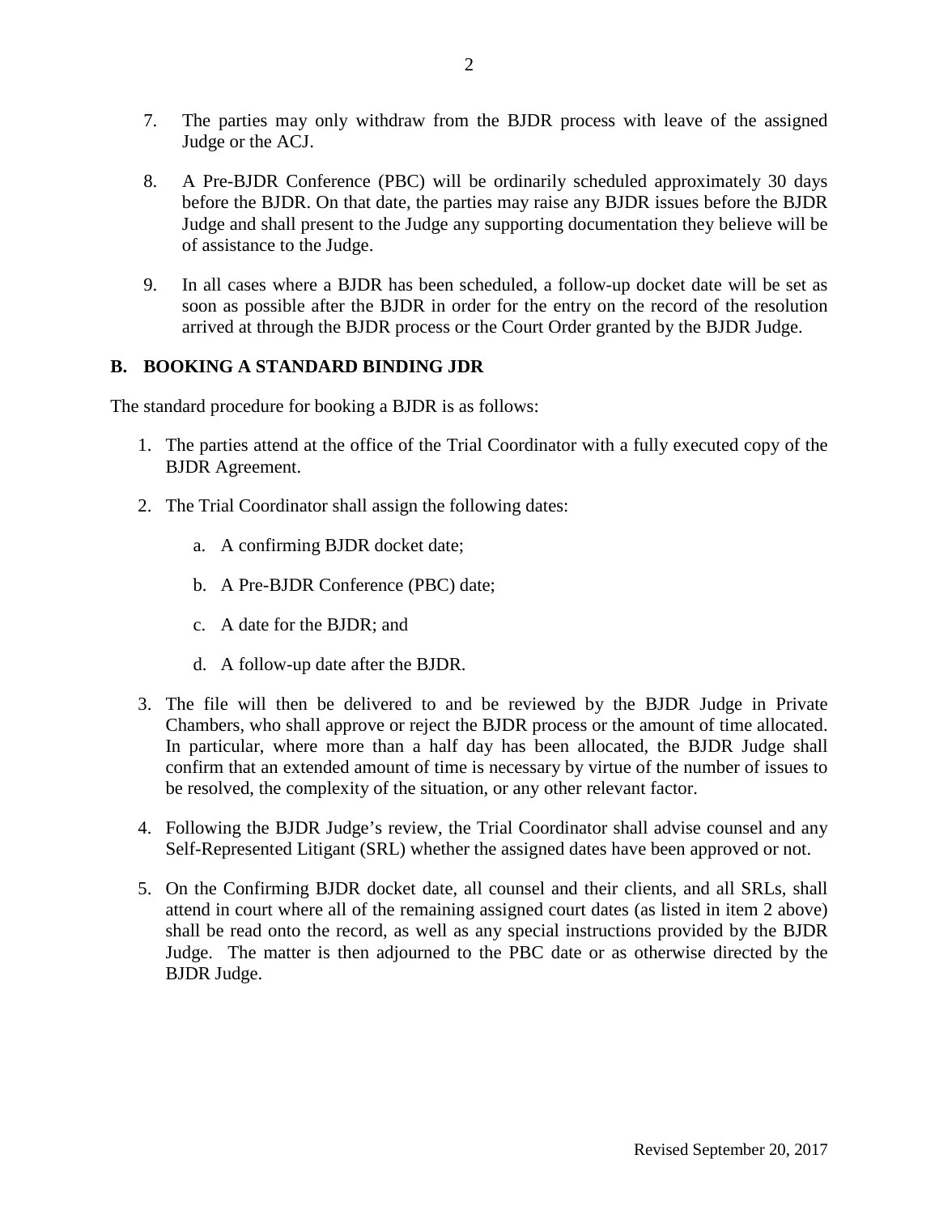7. The parties may only withdraw from the BJDR process with leave of the assigned Judge or the ACJ.

8. A Pre-BJDR Conference (PBC) will be ordinarily scheduled approximately 30 days before the BJDR. On that date, the parties may raise any BJDR issues before the BJDR Judge and shall present to the Judge any supporting documentation they believe will be of assistance to the Judge.

9. In all cases where a BJDR has been scheduled, a follow-up docket date will be set as soon as possible after the BJDR in order for the entry on the record of the resolution arrived at through the BJDR process or the Court Order granted by the BJDR Judge.

## B. BOOKING A STANDARD BINDING JDR

The standard procedure for booking a BJDR is as follows:

1. The parties attend at the office of the Trial Coordinator with a fully executed copy of the BJDR Agreement.

2. The Trial Coordinator shall assign the following dates:

   a. A confirming BJDR docket date;

   b. A Pre-BJDR Conference (PBC) date;

   c. A date for the BJDR; and

   d. A follow-up date after the BJDR.

3. The file will then be delivered to and be reviewed by the BJDR Judge in Private Chambers, who shall approve or reject the BJDR process or the amount of time allocated. In particular, where more than a half day has been allocated, the BJDR Judge shall confirm that an extended amount of time is necessary by virtue of the number of issues to be resolved, the complexity of the situation, or any other relevant factor.

4. Following the BJDR Judge's review, the Trial Coordinator shall advise counsel and any Self-Represented Litigant (SRL) whether the assigned dates have been approved or not.

5. On the Confirming BJDR docket date, all counsel and their clients, and all SRLs, shall attend in court where all of the remaining assigned court dates (as listed in item 2 above) shall be read onto the record, as well as any special instructions provided by the BJDR Judge. The matter is then adjourned to the PBC date or as otherwise directed by the BJDR Judge.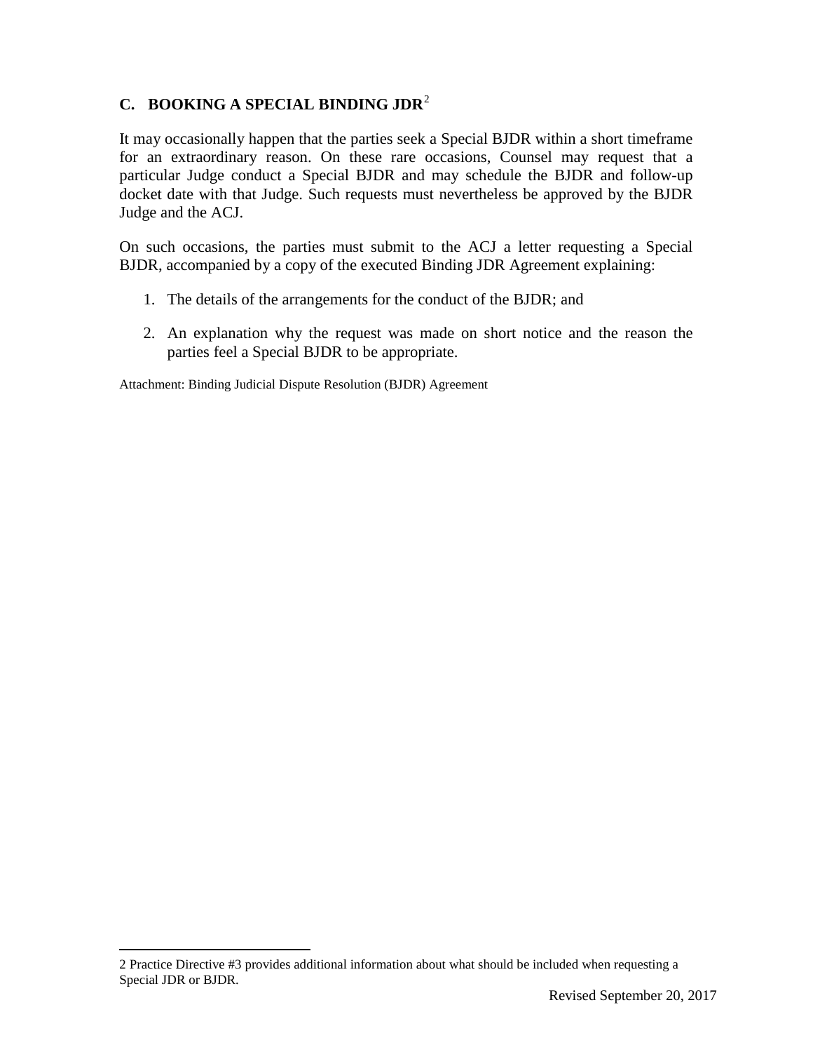## C. BOOKING A SPECIAL BINDING JDR[2]

It may occasionally happen that the parties seek a Special BJDR within a short timeframe for an extraordinary reason. On these rare occasions, Counsel may request that a particular Judge conduct a Special BJDR and may schedule the BJDR and follow-up docket date with that Judge. Such requests must nevertheless be approved by the BJDR Judge and the ACJ.

On such occasions, the parties must submit to the ACJ a letter requesting a Special BJDR, accompanied by a copy of the executed Binding JDR Agreement explaining:

1. The details of the arrangements for the conduct of the BJDR; and
2. An explanation why the request was made on short notice and the reason the parties feel a Special BJDR to be appropriate.

Attachment: Binding Judicial Dispute Resolution (BJDR) Agreement

2 Practice Directive #3 provides additional information about what should be included when requesting a Special JDR or BJDR.

Revised September 20, 2017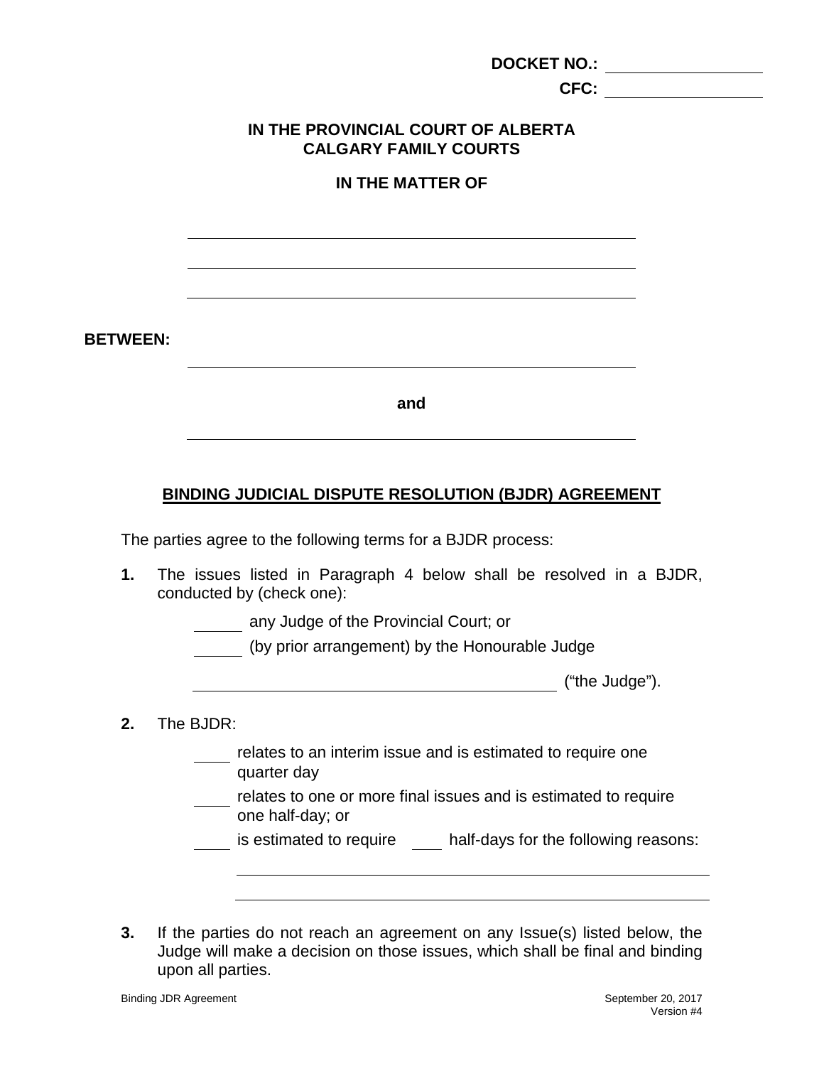**DOCKET NO.:** ________________

**CFC:** ________________

**IN THE PROVINCIAL COURT OF ALBERTA**
**CALGARY FAMILY COURTS**

**IN THE MATTER OF**

______________________________________________

______________________________________________

______________________________________________

**BETWEEN:**

______________________________________________

**and**

______________________________________________

## BINDING JUDICIAL DISPUTE RESOLUTION (BJDR) AGREEMENT

The parties agree to the following terms for a BJDR process:

**1.** The issues listed in Paragraph 4 below shall be resolved in a BJDR, conducted by (check one):

_____ any Judge of the Provincial Court; or

_____ (by prior arrangement) by the Honourable Judge

______________________________________ ("the Judge").

**2.** The BJDR:

____ relates to an interim issue and is estimated to require one quarter day

____ relates to one or more final issues and is estimated to require one half-day; or

____ is estimated to require ____ half-days for the following reasons:

______________________________________________

______________________________________________

**3.** If the parties do not reach an agreement on any Issue(s) listed below, the Judge will make a decision on those issues, which shall be final and binding upon all parties.

Binding JDR Agreement — September 20, 2017, Version #4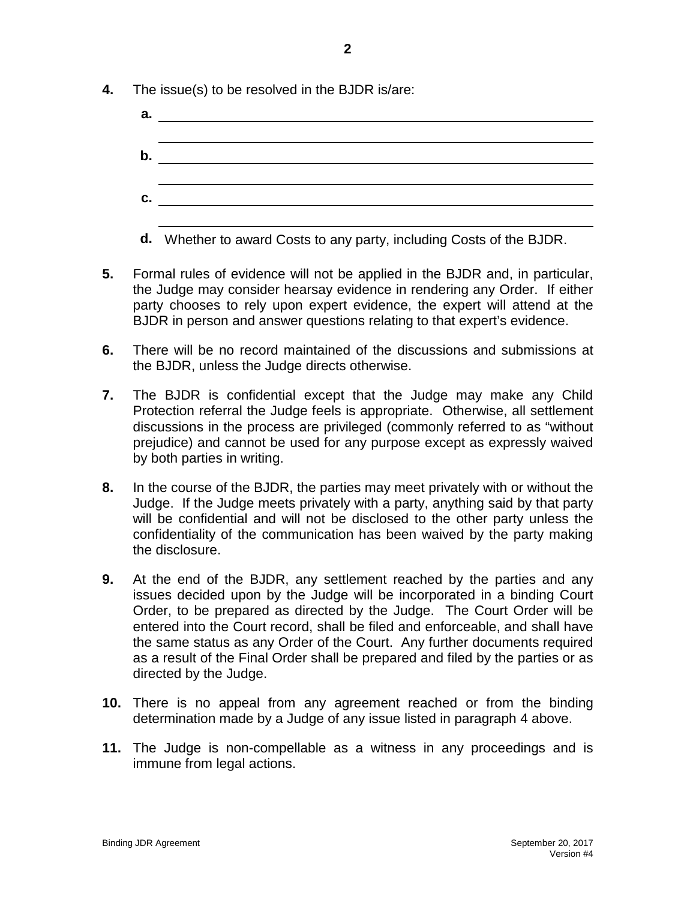4. The issue(s) to be resolved in the BJDR is/are:

   a. \_\_\_\_\_\_\_\_\_\_\_\_\_\_\_\_\_\_\_\_\_\_\_\_\_\_\_\_\_\_\_\_\_\_\_\_\_\_\_\_

   \_\_\_\_\_\_\_\_\_\_\_\_\_\_\_\_\_\_\_\_\_\_\_\_\_\_\_\_\_\_\_\_\_\_\_\_\_\_\_\_

   b. \_\_\_\_\_\_\_\_\_\_\_\_\_\_\_\_\_\_\_\_\_\_\_\_\_\_\_\_\_\_\_\_\_\_\_\_\_\_\_\_

   \_\_\_\_\_\_\_\_\_\_\_\_\_\_\_\_\_\_\_\_\_\_\_\_\_\_\_\_\_\_\_\_\_\_\_\_\_\_\_\_

   c. \_\_\_\_\_\_\_\_\_\_\_\_\_\_\_\_\_\_\_\_\_\_\_\_\_\_\_\_\_\_\_\_\_\_\_\_\_\_\_\_

   \_\_\_\_\_\_\_\_\_\_\_\_\_\_\_\_\_\_\_\_\_\_\_\_\_\_\_\_\_\_\_\_\_\_\_\_\_\_\_\_

   d. Whether to award Costs to any party, including Costs of the BJDR.

5. Formal rules of evidence will not be applied in the BJDR and, in particular, the Judge may consider hearsay evidence in rendering any Order. If either party chooses to rely upon expert evidence, the expert will attend at the BJDR in person and answer questions relating to that expert's evidence.

6. There will be no record maintained of the discussions and submissions at the BJDR, unless the Judge directs otherwise.

7. The BJDR is confidential except that the Judge may make any Child Protection referral the Judge feels is appropriate. Otherwise, all settlement discussions in the process are privileged (commonly referred to as "without prejudice) and cannot be used for any purpose except as expressly waived by both parties in writing.

8. In the course of the BJDR, the parties may meet privately with or without the Judge. If the Judge meets privately with a party, anything said by that party will be confidential and will not be disclosed to the other party unless the confidentiality of the communication has been waived by the party making the disclosure.

9. At the end of the BJDR, any settlement reached by the parties and any issues decided upon by the Judge will be incorporated in a binding Court Order, to be prepared as directed by the Judge. The Court Order will be entered into the Court record, shall be filed and enforceable, and shall have the same status as any Order of the Court. Any further documents required as a result of the Final Order shall be prepared and filed by the parties or as directed by the Judge.

10. There is no appeal from any agreement reached or from the binding determination made by a Judge of any issue listed in paragraph 4 above.

11. The Judge is non-compellable as a witness in any proceedings and is immune from legal actions.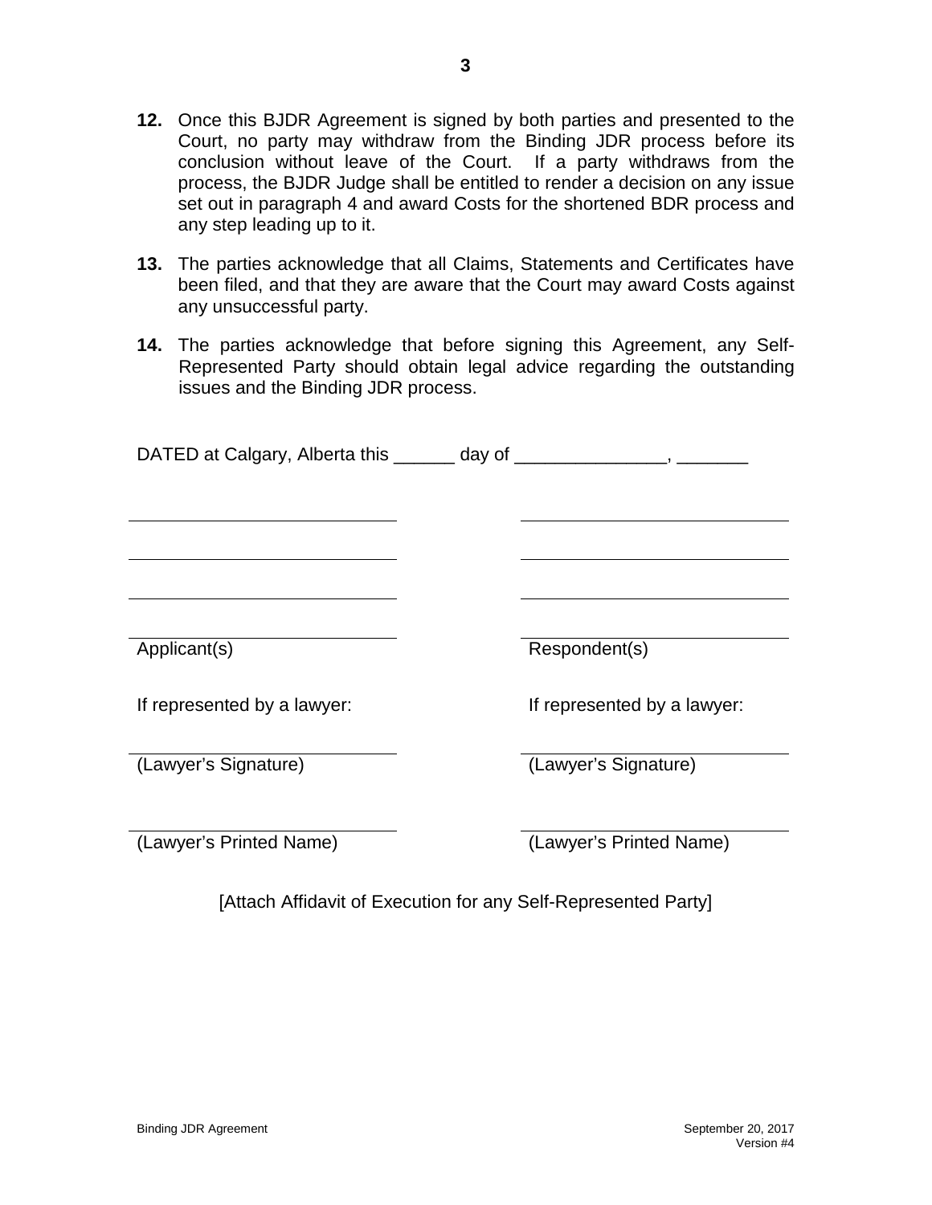**12.** Once this BJDR Agreement is signed by both parties and presented to the Court, no party may withdraw from the Binding JDR process before its conclusion without leave of the Court. If a party withdraws from the process, the BJDR Judge shall be entitled to render a decision on any issue set out in paragraph 4 and award Costs for the shortened BDR process and any step leading up to it.

**13.** The parties acknowledge that all Claims, Statements and Certificates have been filed, and that they are aware that the Court may award Costs against any unsuccessful party.

**14.** The parties acknowledge that before signing this Agreement, any Self-Represented Party should obtain legal advice regarding the outstanding issues and the Binding JDR process.

DATED at Calgary, Alberta this ______ day of _______________, _______

| | |
|---|---|
| ____________________________ | ____________________________ |
| ____________________________ | ____________________________ |
| ____________________________ | ____________________________ |
| ____________________________ | ____________________________ |
| Applicant(s) | Respondent(s) |
| If represented by a lawyer: | If represented by a lawyer: |
| ____________________________ | ____________________________ |
| (Lawyer's Signature) | (Lawyer's Signature) |
| ____________________________ | ____________________________ |
| (Lawyer's Printed Name) | (Lawyer's Printed Name) |

[Attach Affidavit of Execution for any Self-Represented Party]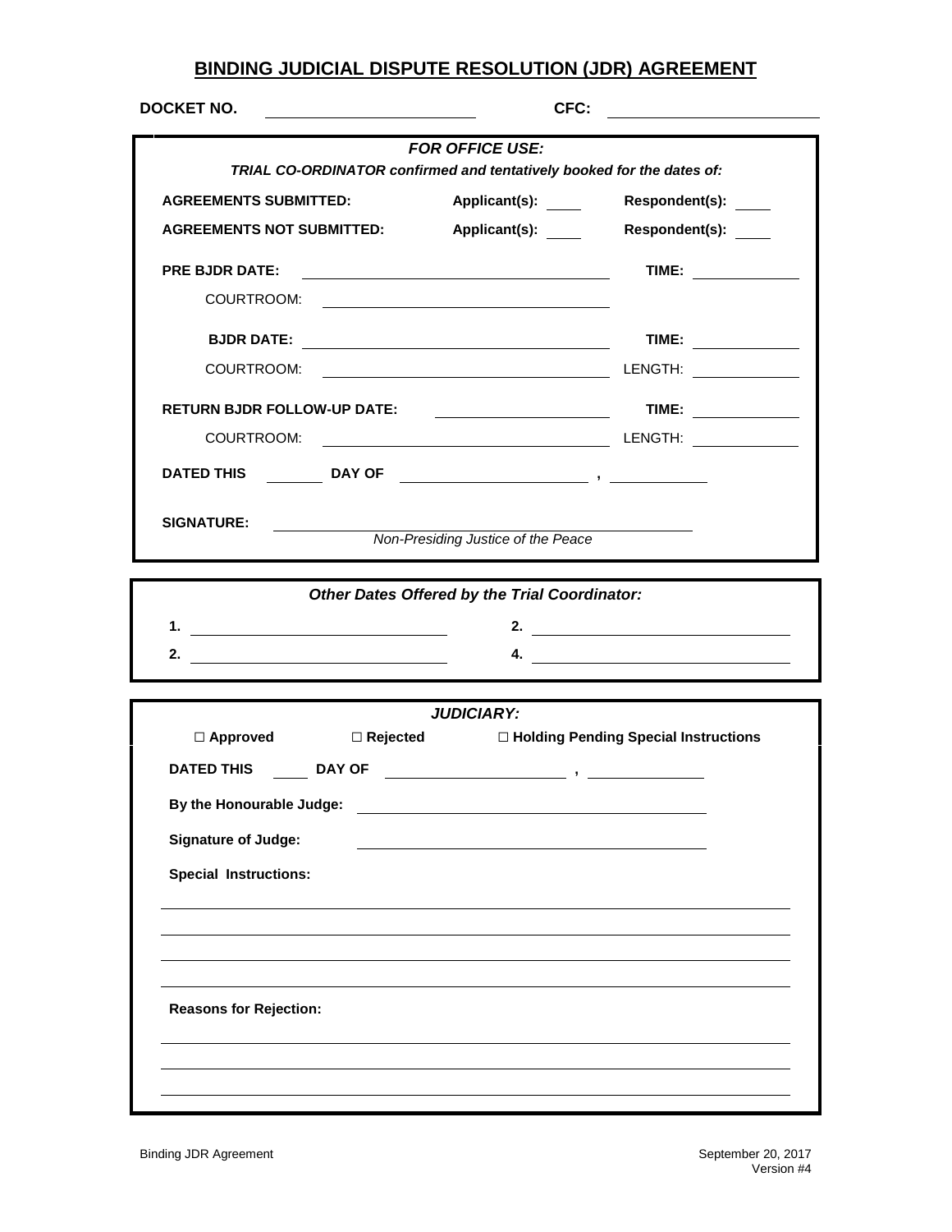# BINDING JUDICIAL DISPUTE RESOLUTION (JDR) AGREEMENT

**DOCKET NO.** \_\_\_\_\_\_\_\_\_\_\_\_\_\_\_\_\_\_\_\_ **CFC:** \_\_\_\_\_\_\_\_\_\_\_\_\_\_\_\_\_\_\_\_

***FOR OFFICE USE:***

***TRIAL CO-ORDINATOR confirmed and tentatively booked for the dates of:***

| | | |
|---|---|---|
| **AGREEMENTS SUBMITTED:** | **Applicant(s):** \_\_\_\_ | **Respondent(s):** \_\_\_\_ |
| **AGREEMENTS NOT SUBMITTED:** | **Applicant(s):** \_\_\_\_ | **Respondent(s):** \_\_\_\_ |

**PRE BJDR DATE:** \_\_\_\_\_\_\_\_\_\_\_\_\_\_\_\_\_\_\_\_ **TIME:** \_\_\_\_\_\_\_\_\_\_

COURTROOM: \_\_\_\_\_\_\_\_\_\_\_\_\_\_\_\_\_\_\_\_

**BJDR DATE:** \_\_\_\_\_\_\_\_\_\_\_\_\_\_\_\_\_\_\_\_ **TIME:** \_\_\_\_\_\_\_\_\_\_

COURTROOM: \_\_\_\_\_\_\_\_\_\_\_\_\_\_\_\_\_\_\_\_ LENGTH: \_\_\_\_\_\_\_\_\_\_

**RETURN BJDR FOLLOW-UP DATE:** \_\_\_\_\_\_\_\_\_\_\_\_\_\_\_\_\_\_\_\_ **TIME:** \_\_\_\_\_\_\_\_\_\_

COURTROOM: \_\_\_\_\_\_\_\_\_\_\_\_\_\_\_\_\_\_\_\_ LENGTH: \_\_\_\_\_\_\_\_\_\_

**DATED THIS** \_\_\_\_\_\_ **DAY OF** \_\_\_\_\_\_\_\_\_\_\_\_\_\_\_\_\_\_\_\_ **,** \_\_\_\_\_\_\_\_\_\_

**SIGNATURE:** \_\_\_\_\_\_\_\_\_\_\_\_\_\_\_\_\_\_\_\_\_\_\_\_\_\_\_\_\_\_\_\_\_\_\_\_\_\_\_\_
*Non-Presiding Justice of the Peace*

***Other Dates Offered by the Trial Coordinator:***

**1.** \_\_\_\_\_\_\_\_\_\_\_\_\_\_\_\_\_\_\_\_ **2.** \_\_\_\_\_\_\_\_\_\_\_\_\_\_\_\_\_\_\_\_

**2.** \_\_\_\_\_\_\_\_\_\_\_\_\_\_\_\_\_\_\_\_ **4.** \_\_\_\_\_\_\_\_\_\_\_\_\_\_\_\_\_\_\_\_

***JUDICIARY:***

**☐ Approved** **☐ Rejected** **☐ Holding Pending Special Instructions**

**DATED THIS** \_\_\_\_\_\_ **DAY OF** \_\_\_\_\_\_\_\_\_\_\_\_\_\_\_\_\_\_\_\_ **,** \_\_\_\_\_\_\_\_\_\_

**By the Honourable Judge:** \_\_\_\_\_\_\_\_\_\_\_\_\_\_\_\_\_\_\_\_\_\_\_\_\_\_\_\_\_\_

**Signature of Judge:** \_\_\_\_\_\_\_\_\_\_\_\_\_\_\_\_\_\_\_\_\_\_\_\_\_\_\_\_\_\_

**Special Instructions:**

\_\_\_\_\_\_\_\_\_\_\_\_\_\_\_\_\_\_\_\_\_\_\_\_\_\_\_\_\_\_\_\_\_\_\_\_\_\_\_\_\_\_\_\_\_\_\_\_\_\_\_\_\_\_\_\_

\_\_\_\_\_\_\_\_\_\_\_\_\_\_\_\_\_\_\_\_\_\_\_\_\_\_\_\_\_\_\_\_\_\_\_\_\_\_\_\_\_\_\_\_\_\_\_\_\_\_\_\_\_\_\_\_

\_\_\_\_\_\_\_\_\_\_\_\_\_\_\_\_\_\_\_\_\_\_\_\_\_\_\_\_\_\_\_\_\_\_\_\_\_\_\_\_\_\_\_\_\_\_\_\_\_\_\_\_\_\_\_\_

\_\_\_\_\_\_\_\_\_\_\_\_\_\_\_\_\_\_\_\_\_\_\_\_\_\_\_\_\_\_\_\_\_\_\_\_\_\_\_\_\_\_\_\_\_\_\_\_\_\_\_\_\_\_\_\_

**Reasons for Rejection:**

\_\_\_\_\_\_\_\_\_\_\_\_\_\_\_\_\_\_\_\_\_\_\_\_\_\_\_\_\_\_\_\_\_\_\_\_\_\_\_\_\_\_\_\_\_\_\_\_\_\_\_\_\_\_\_\_

\_\_\_\_\_\_\_\_\_\_\_\_\_\_\_\_\_\_\_\_\_\_\_\_\_\_\_\_\_\_\_\_\_\_\_\_\_\_\_\_\_\_\_\_\_\_\_\_\_\_\_\_\_\_\_\_

\_\_\_\_\_\_\_\_\_\_\_\_\_\_\_\_\_\_\_\_\_\_\_\_\_\_\_\_\_\_\_\_\_\_\_\_\_\_\_\_\_\_\_\_\_\_\_\_\_\_\_\_\_\_\_\_

Binding JDR Agreement September 20, 2017 Version #4